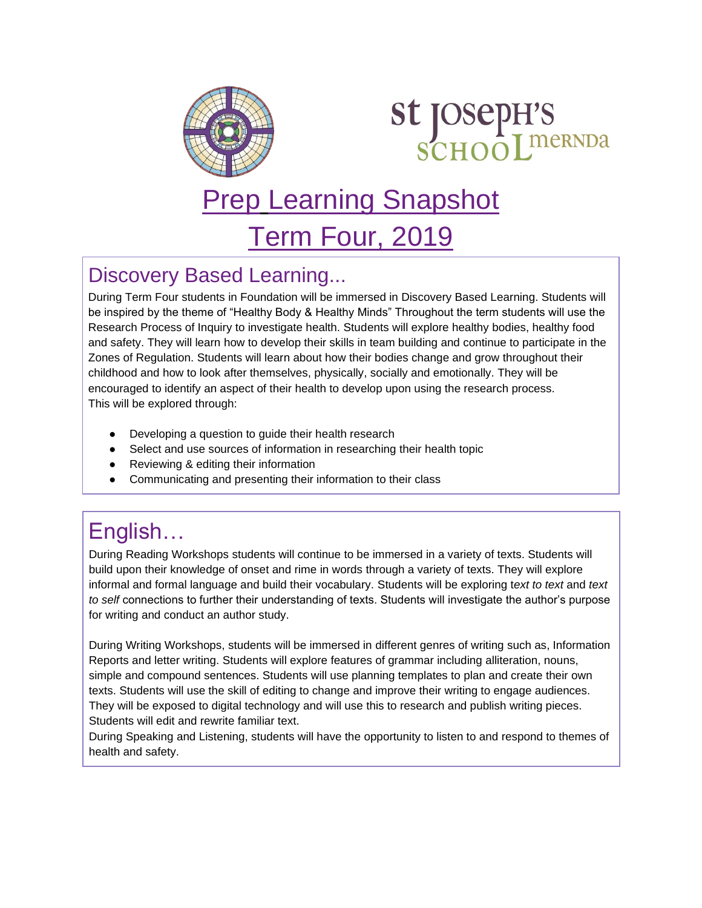st Joseph's
SCHOOL merNDa

# Prep Learning Snapshot

# Term Four, 2019

## Discovery Based Learning...

During Term Four students in Foundation will be immersed in Discovery Based Learning. Students will be inspired by the theme of "Healthy Body & Healthy Minds" Throughout the term students will use the Research Process of Inquiry to investigate health. Students will explore healthy bodies, healthy food and safety. They will learn how to develop their skills in team building and continue to participate in the Zones of Regulation. Students will learn about how their bodies change and grow throughout their childhood and how to look after themselves, physically, socially and emotionally. They will be encouraged to identify an aspect of their health to develop upon using the research process.
This will be explored through:

- Developing a question to guide their health research
- Select and use sources of information in researching their health topic
- Reviewing & editing their information
- Communicating and presenting their information to their class

## English…

During Reading Workshops students will continue to be immersed in a variety of texts. Students will build upon their knowledge of onset and rime in words through a variety of texts. They will explore informal and formal language and build their vocabulary. Students will be exploring t*ext to text* and *text to self* connections to further their understanding of texts. Students will investigate the author's purpose for writing and conduct an author study.

During Writing Workshops, students will be immersed in different genres of writing such as, Information Reports and letter writing. Students will explore features of grammar including alliteration, nouns, simple and compound sentences. Students will use planning templates to plan and create their own texts. Students will use the skill of editing to change and improve their writing to engage audiences. They will be exposed to digital technology and will use this to research and publish writing pieces. Students will edit and rewrite familiar text.
During Speaking and Listening, students will have the opportunity to listen to and respond to themes of health and safety.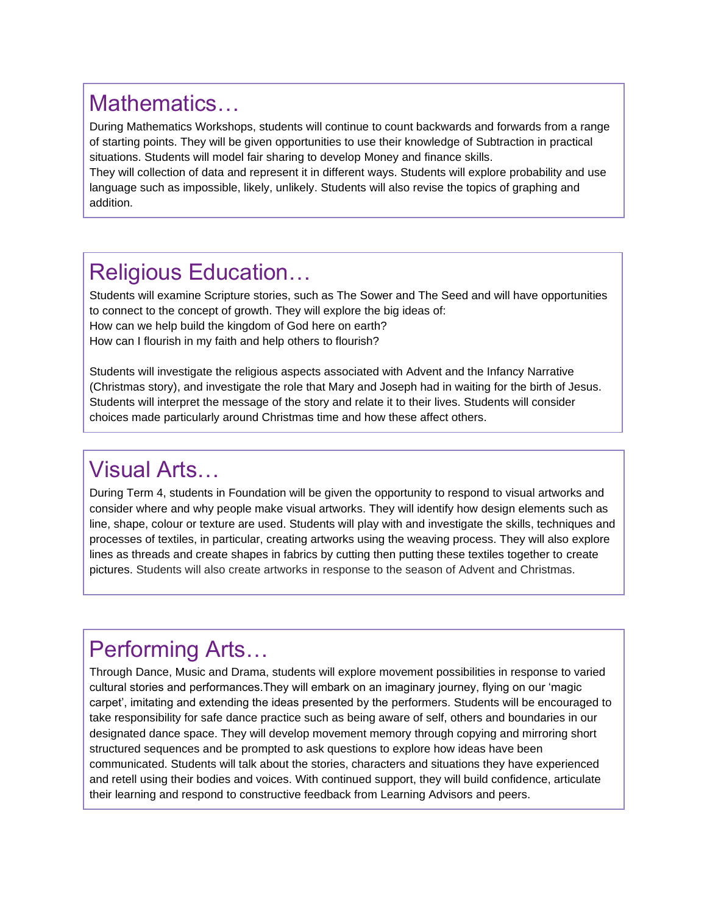## Mathematics…

During Mathematics Workshops, students will continue to count backwards and forwards from a range of starting points. They will be given opportunities to use their knowledge of Subtraction in practical situations. Students will model fair sharing to develop Money and finance skills.
They will collection of data and represent it in different ways. Students will explore probability and use language such as impossible, likely, unlikely. Students will also revise the topics of graphing and addition.

## Religious Education…

Students will examine Scripture stories, such as The Sower and The Seed and will have opportunities to connect to the concept of growth. They will explore the big ideas of:
How can we help build the kingdom of God here on earth?
How can I flourish in my faith and help others to flourish?

Students will investigate the religious aspects associated with Advent and the Infancy Narrative (Christmas story), and investigate the role that Mary and Joseph had in waiting for the birth of Jesus. Students will interpret the message of the story and relate it to their lives. Students will consider choices made particularly around Christmas time and how these affect others.

## Visual Arts…

During Term 4, students in Foundation will be given the opportunity to respond to visual artworks and consider where and why people make visual artworks. They will identify how design elements such as line, shape, colour or texture are used. Students will play with and investigate the skills, techniques and processes of textiles, in particular, creating artworks using the weaving process. They will also explore lines as threads and create shapes in fabrics by cutting then putting these textiles together to create pictures. Students will also create artworks in response to the season of Advent and Christmas.

## Performing Arts…

Through Dance, Music and Drama, students will explore movement possibilities in response to varied cultural stories and performances.They will embark on an imaginary journey, flying on our 'magic carpet', imitating and extending the ideas presented by the performers. Students will be encouraged to take responsibility for safe dance practice such as being aware of self, others and boundaries in our designated dance space. They will develop movement memory through copying and mirroring short structured sequences and be prompted to ask questions to explore how ideas have been communicated. Students will talk about the stories, characters and situations they have experienced and retell using their bodies and voices. With continued support, they will build confidence, articulate their learning and respond to constructive feedback from Learning Advisors and peers.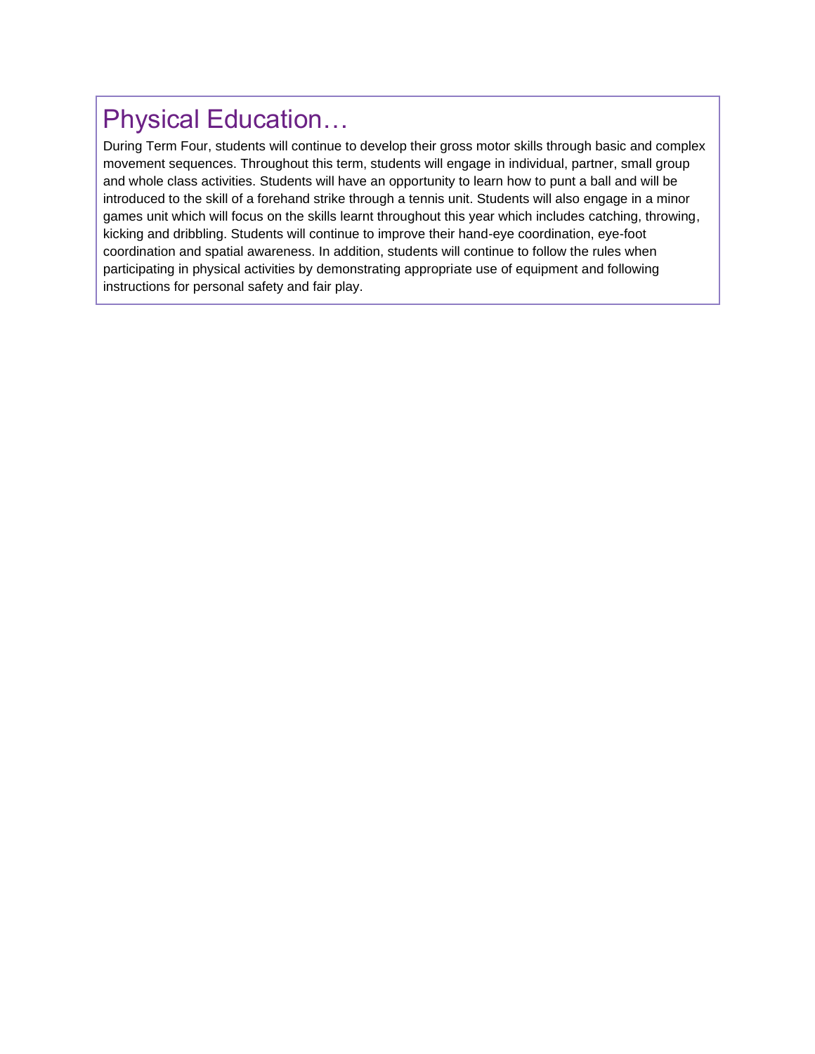## Physical Education…

During Term Four, students will continue to develop their gross motor skills through basic and complex movement sequences. Throughout this term, students will engage in individual, partner, small group and whole class activities. Students will have an opportunity to learn how to punt a ball and will be introduced to the skill of a forehand strike through a tennis unit. Students will also engage in a minor games unit which will focus on the skills learnt throughout this year which includes catching, throwing, kicking and dribbling. Students will continue to improve their hand-eye coordination, eye-foot coordination and spatial awareness. In addition, students will continue to follow the rules when participating in physical activities by demonstrating appropriate use of equipment and following instructions for personal safety and fair play.